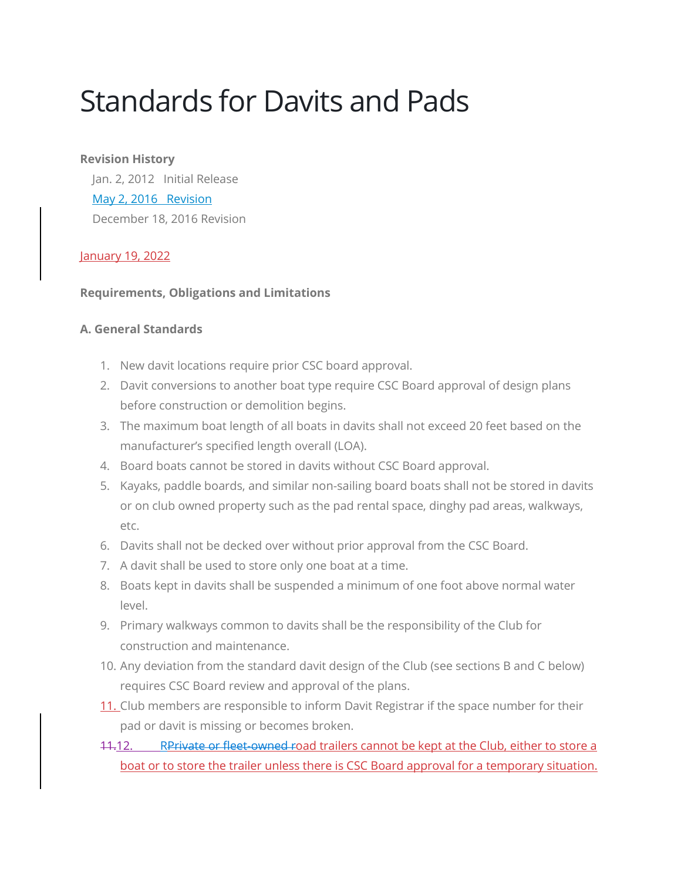# Standards for Davits and Pads

**Revision History**

Jan. 2, 2012 Initial Release

May 2, 2016 Revision

December 18, 2016 Revision

January 19, 2022

**Requirements, Obligations and Limitations**

**A. General Standards**

1. New davit locations require prior CSC board approval.
2. Davit conversions to another boat type require CSC Board approval of design plans before construction or demolition begins.
3. The maximum boat length of all boats in davits shall not exceed 20 feet based on the manufacturer's specified length overall (LOA).
4. Board boats cannot be stored in davits without CSC Board approval.
5. Kayaks, paddle boards, and similar non-sailing board boats shall not be stored in davits or on club owned property such as the pad rental space, dinghy pad areas, walkways, etc.
6. Davits shall not be decked over without prior approval from the CSC Board.
7. A davit shall be used to store only one boat at a time.
8. Boats kept in davits shall be suspended a minimum of one foot above normal water level.
9. Primary walkways common to davits shall be the responsibility of the Club for construction and maintenance.
10. Any deviation from the standard davit design of the Club (see sections B and C below) requires CSC Board review and approval of the plans.
11. Club members are responsible to inform Davit Registrar if the space number for their pad or davit is missing or becomes broken.
12. Road trailers cannot be kept at the Club, either to store a boat or to store the trailer unless there is CSC Board approval for a temporary situation.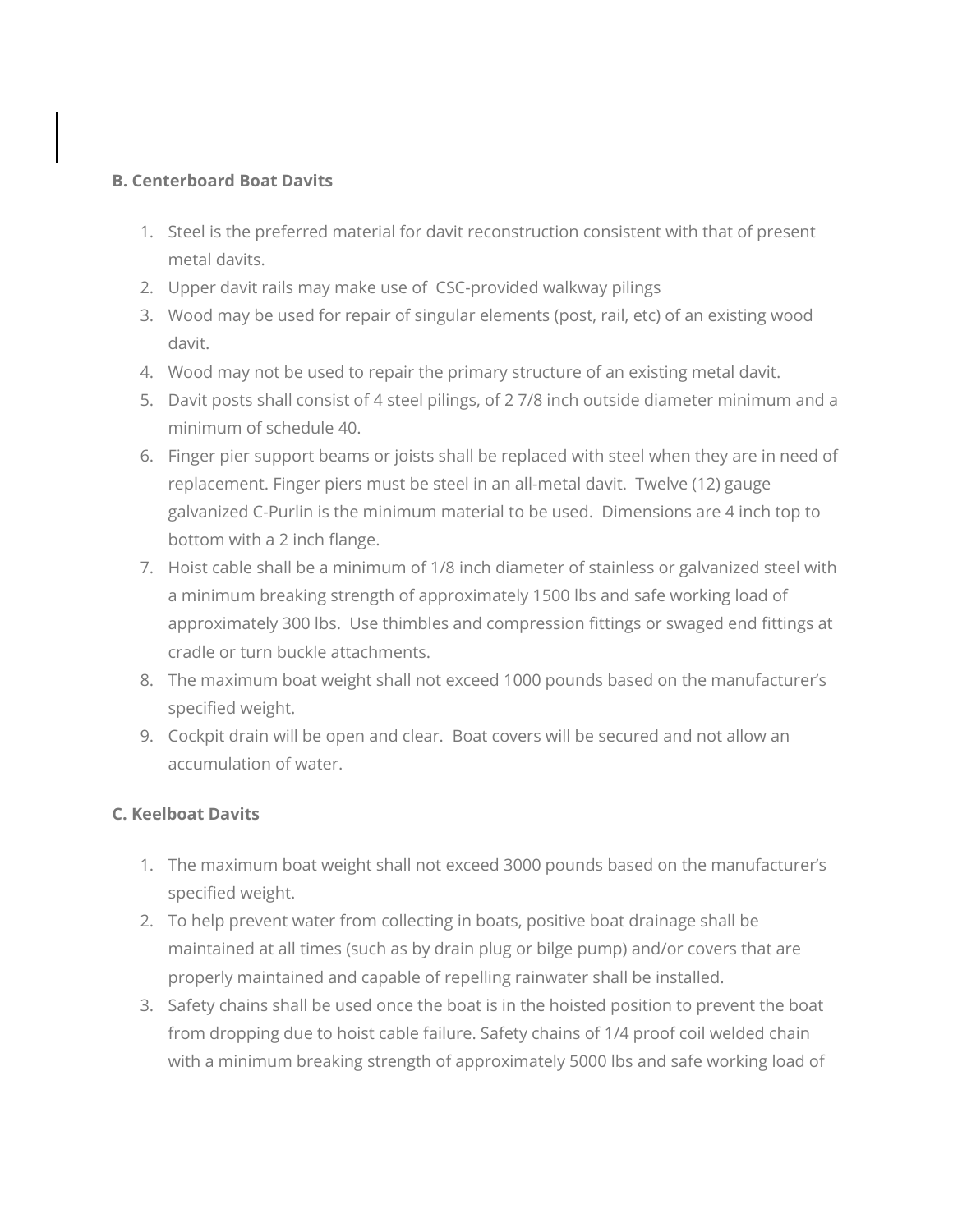**B. Centerboard Boat Davits**

1. Steel is the preferred material for davit reconstruction consistent with that of present metal davits.
2. Upper davit rails may make use of  CSC-provided walkway pilings
3. Wood may be used for repair of singular elements (post, rail, etc) of an existing wood davit.
4. Wood may not be used to repair the primary structure of an existing metal davit.
5. Davit posts shall consist of 4 steel pilings, of 2 7/8 inch outside diameter minimum and a minimum of schedule 40.
6. Finger pier support beams or joists shall be replaced with steel when they are in need of replacement. Finger piers must be steel in an all-metal davit.  Twelve (12) gauge galvanized C-Purlin is the minimum material to be used.  Dimensions are 4 inch top to bottom with a 2 inch flange.
7. Hoist cable shall be a minimum of 1/8 inch diameter of stainless or galvanized steel with a minimum breaking strength of approximately 1500 lbs and safe working load of approximately 300 lbs.  Use thimbles and compression fittings or swaged end fittings at cradle or turn buckle attachments.
8. The maximum boat weight shall not exceed 1000 pounds based on the manufacturer's specified weight.
9. Cockpit drain will be open and clear.  Boat covers will be secured and not allow an accumulation of water.

**C. Keelboat Davits**

1. The maximum boat weight shall not exceed 3000 pounds based on the manufacturer's specified weight.
2. To help prevent water from collecting in boats, positive boat drainage shall be maintained at all times (such as by drain plug or bilge pump) and/or covers that are properly maintained and capable of repelling rainwater shall be installed.
3. Safety chains shall be used once the boat is in the hoisted position to prevent the boat from dropping due to hoist cable failure. Safety chains of 1/4 proof coil welded chain with a minimum breaking strength of approximately 5000 lbs and safe working load of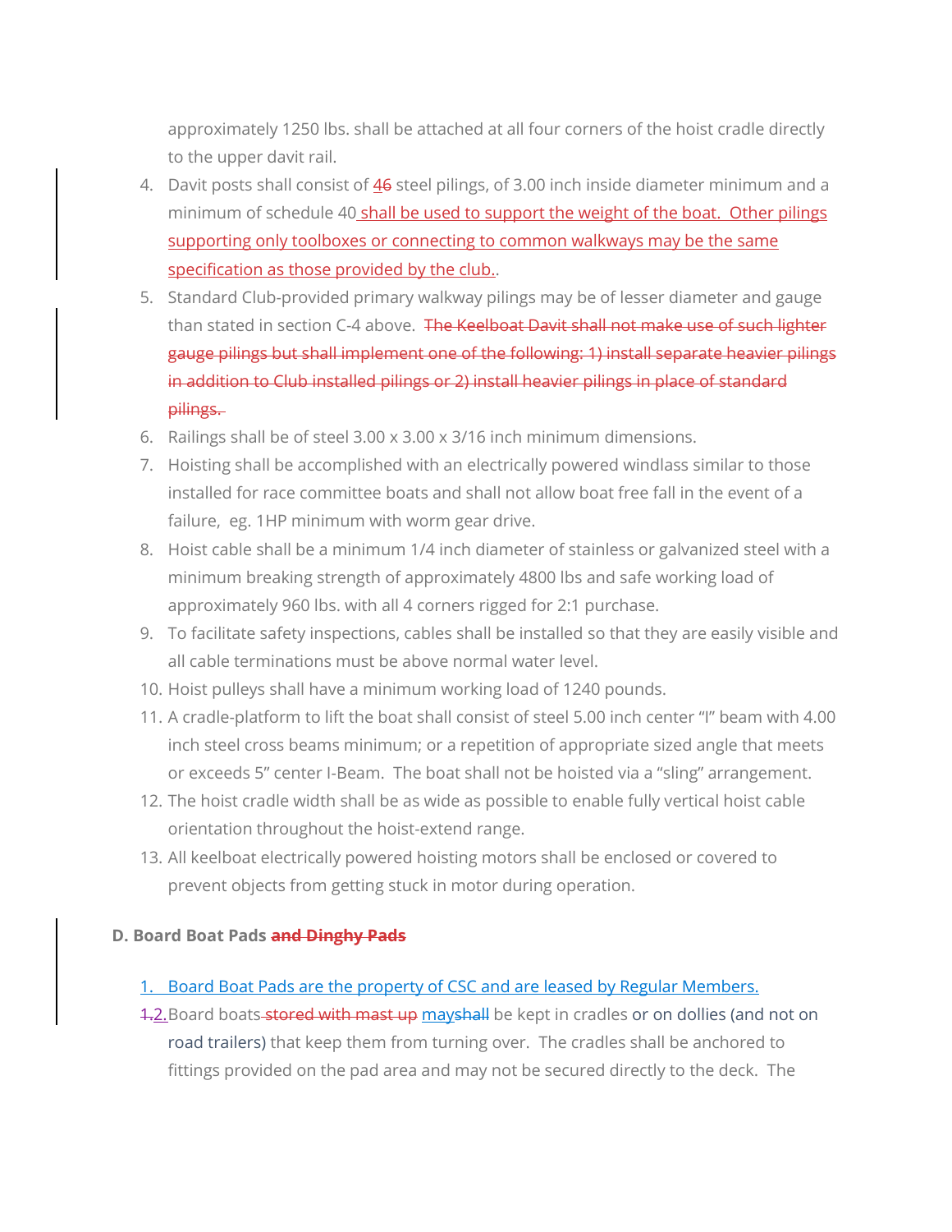approximately 1250 lbs. shall be attached at all four corners of the hoist cradle directly to the upper davit rail.

4. Davit posts shall consist of 46 steel pilings, of 3.00 inch inside diameter minimum and a minimum of schedule 40 shall be used to support the weight of the boat. Other pilings supporting only toolboxes or connecting to common walkways may be the same specification as those provided by the club..
5. Standard Club-provided primary walkway pilings may be of lesser diameter and gauge than stated in section C-4 above. ~~The Keelboat Davit shall not make use of such lighter gauge pilings but shall implement one of the following: 1) install separate heavier pilings in addition to Club installed pilings or 2) install heavier pilings in place of standard pilings.~~
6. Railings shall be of steel 3.00 x 3.00 x 3/16 inch minimum dimensions.
7. Hoisting shall be accomplished with an electrically powered windlass similar to those installed for race committee boats and shall not allow boat free fall in the event of a failure, eg. 1HP minimum with worm gear drive.
8. Hoist cable shall be a minimum 1/4 inch diameter of stainless or galvanized steel with a minimum breaking strength of approximately 4800 lbs and safe working load of approximately 960 lbs. with all 4 corners rigged for 2:1 purchase.
9. To facilitate safety inspections, cables shall be installed so that they are easily visible and all cable terminations must be above normal water level.
10. Hoist pulleys shall have a minimum working load of 1240 pounds.
11. A cradle-platform to lift the boat shall consist of steel 5.00 inch center "I" beam with 4.00 inch steel cross beams minimum; or a repetition of appropriate sized angle that meets or exceeds 5" center I-Beam. The boat shall not be hoisted via a "sling" arrangement.
12. The hoist cradle width shall be as wide as possible to enable fully vertical hoist cable orientation throughout the hoist-extend range.
13. All keelboat electrically powered hoisting motors shall be enclosed or covered to prevent objects from getting stuck in motor during operation.

**D. Board Boat Pads ~~and Dinghy Pads~~**

1. Board Boat Pads are the property of CSC and are leased by Regular Members.
2. Board boats ~~stored with mast up~~ mayshall be kept in cradles or on dollies (and not on road trailers) that keep them from turning over. The cradles shall be anchored to fittings provided on the pad area and may not be secured directly to the deck. The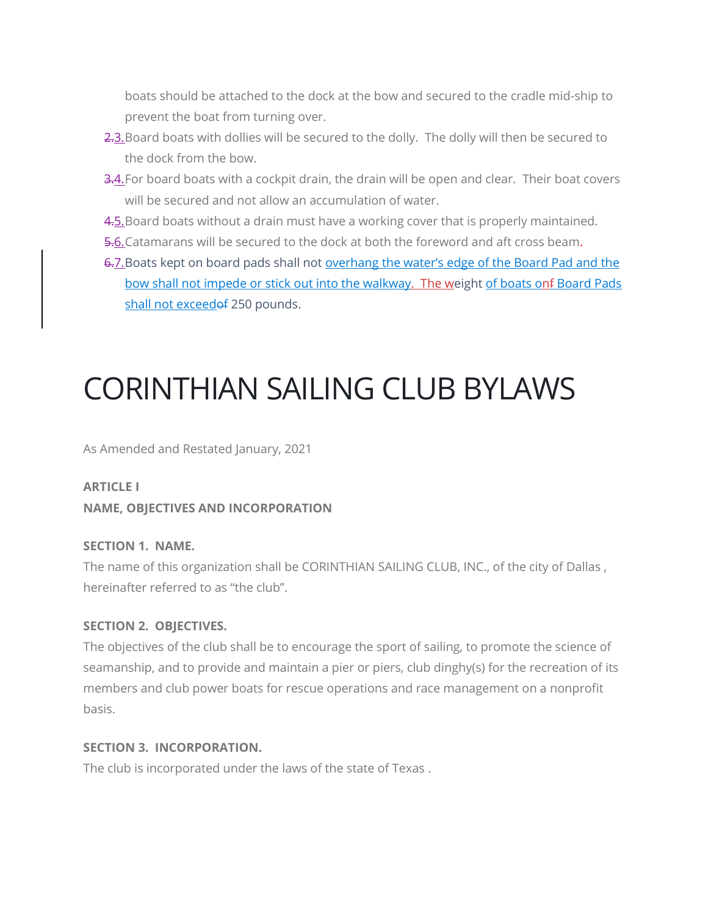boats should be attached to the dock at the bow and secured to the cradle mid-ship to prevent the boat from turning over.

3. Board boats with dollies will be secured to the dolly. The dolly will then be secured to the dock from the bow.
4. For board boats with a cockpit drain, the drain will be open and clear. Their boat covers will be secured and not allow an accumulation of water.
5. Board boats without a drain must have a working cover that is properly maintained.
6. Catamarans will be secured to the dock at both the foreword and aft cross beam.
7. Boats kept on board pads shall not overhang the water's edge of the Board Pad and the bow shall not impede or stick out into the walkway. The weight of boats on Board Pads shall not exceed 250 pounds.

# CORINTHIAN SAILING CLUB BYLAWS

As Amended and Restated January, 2021

**ARTICLE I**

**NAME, OBJECTIVES AND INCORPORATION**

**SECTION 1. NAME.**

The name of this organization shall be CORINTHIAN SAILING CLUB, INC., of the city of Dallas , hereinafter referred to as "the club".

**SECTION 2. OBJECTIVES.**

The objectives of the club shall be to encourage the sport of sailing, to promote the science of seamanship, and to provide and maintain a pier or piers, club dinghy(s) for the recreation of its members and club power boats for rescue operations and race management on a nonprofit basis.

**SECTION 3. INCORPORATION.**

The club is incorporated under the laws of the state of Texas .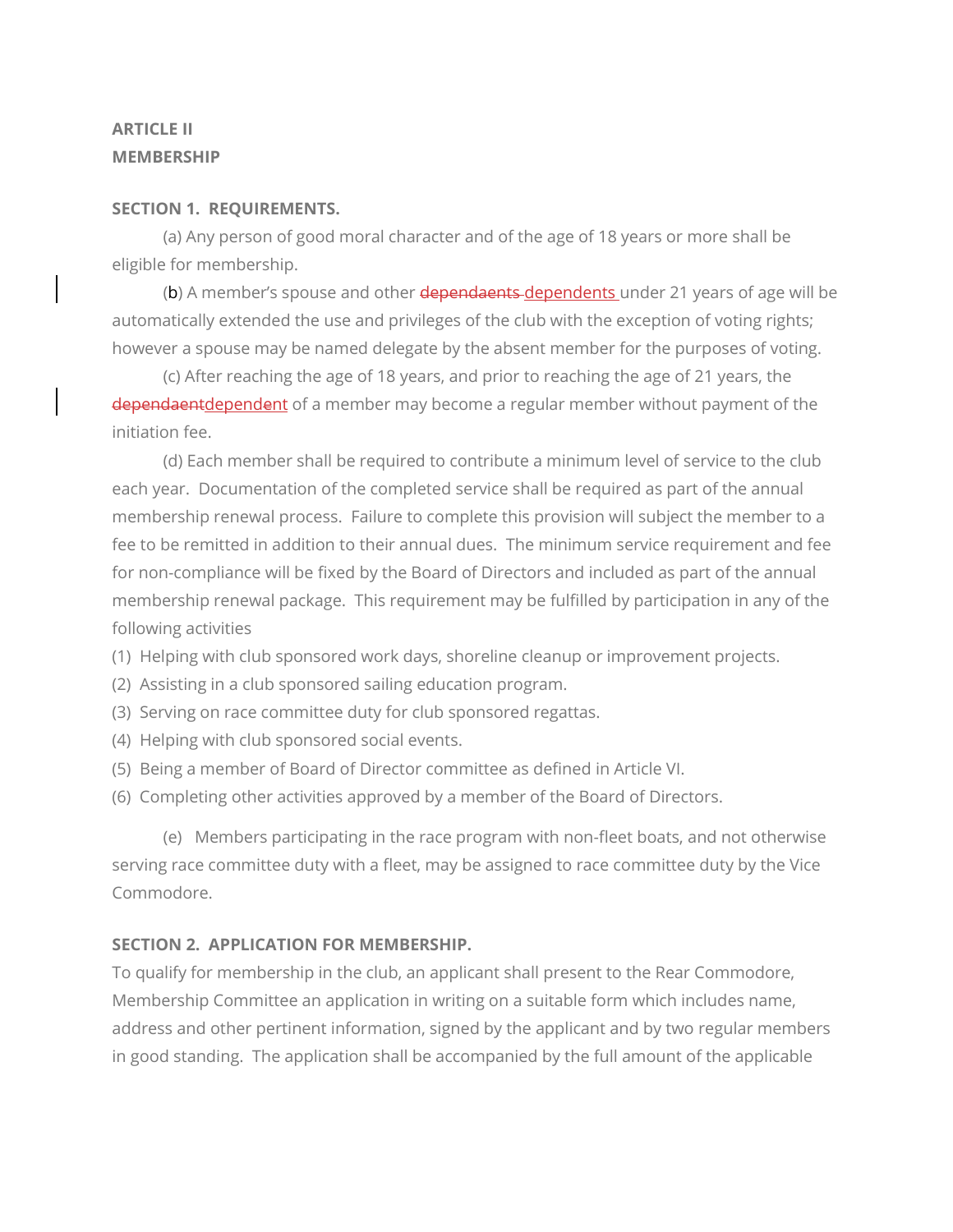**ARTICLE II**
**MEMBERSHIP**

**SECTION 1. REQUIREMENTS.**

(a) Any person of good moral character and of the age of 18 years or more shall be eligible for membership.

(b) A member's spouse and other ~~dependaents~~ dependents under 21 years of age will be automatically extended the use and privileges of the club with the exception of voting rights; however a spouse may be named delegate by the absent member for the purposes of voting.

(c) After reaching the age of 18 years, and prior to reaching the age of 21 years, the ~~dependaent~~dependent of a member may become a regular member without payment of the initiation fee.

(d) Each member shall be required to contribute a minimum level of service to the club each year. Documentation of the completed service shall be required as part of the annual membership renewal process. Failure to complete this provision will subject the member to a fee to be remitted in addition to their annual dues. The minimum service requirement and fee for non-compliance will be fixed by the Board of Directors and included as part of the annual membership renewal package. This requirement may be fulfilled by participation in any of the following activities

(1) Helping with club sponsored work days, shoreline cleanup or improvement projects.
(2) Assisting in a club sponsored sailing education program.
(3) Serving on race committee duty for club sponsored regattas.
(4) Helping with club sponsored social events.
(5) Being a member of Board of Director committee as defined in Article VI.
(6) Completing other activities approved by a member of the Board of Directors.

(e) Members participating in the race program with non-fleet boats, and not otherwise serving race committee duty with a fleet, may be assigned to race committee duty by the Vice Commodore.

**SECTION 2. APPLICATION FOR MEMBERSHIP.**
To qualify for membership in the club, an applicant shall present to the Rear Commodore, Membership Committee an application in writing on a suitable form which includes name, address and other pertinent information, signed by the applicant and by two regular members in good standing. The application shall be accompanied by the full amount of the applicable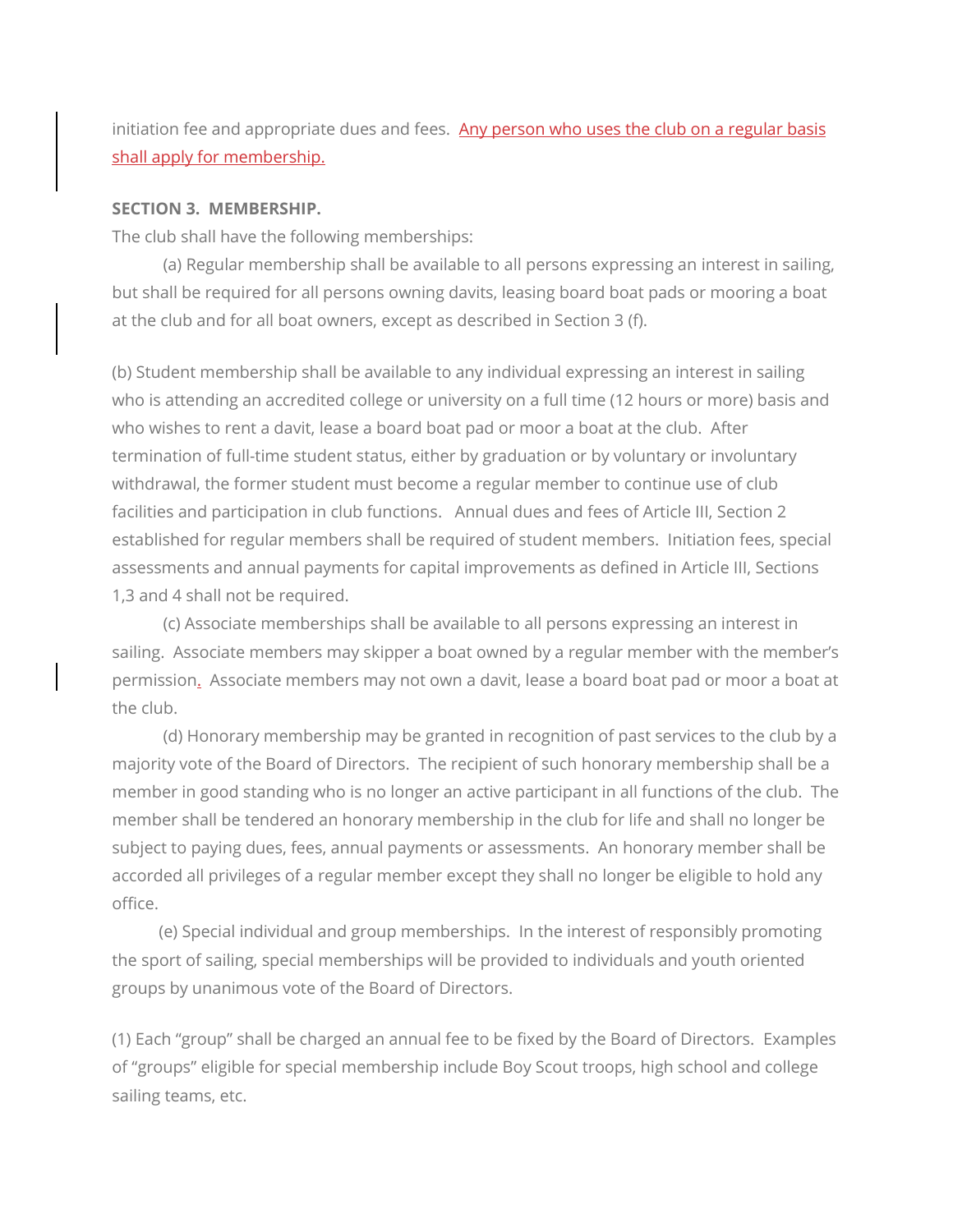initiation fee and appropriate dues and fees. Any person who uses the club on a regular basis shall apply for membership.

**SECTION 3. MEMBERSHIP.**

The club shall have the following memberships:

(a) Regular membership shall be available to all persons expressing an interest in sailing, but shall be required for all persons owning davits, leasing board boat pads or mooring a boat at the club and for all boat owners, except as described in Section 3 (f).

(b) Student membership shall be available to any individual expressing an interest in sailing who is attending an accredited college or university on a full time (12 hours or more) basis and who wishes to rent a davit, lease a board boat pad or moor a boat at the club. After termination of full-time student status, either by graduation or by voluntary or involuntary withdrawal, the former student must become a regular member to continue use of club facilities and participation in club functions. Annual dues and fees of Article III, Section 2 established for regular members shall be required of student members. Initiation fees, special assessments and annual payments for capital improvements as defined in Article III, Sections 1,3 and 4 shall not be required.

(c) Associate memberships shall be available to all persons expressing an interest in sailing. Associate members may skipper a boat owned by a regular member with the member's permission. Associate members may not own a davit, lease a board boat pad or moor a boat at the club.

(d) Honorary membership may be granted in recognition of past services to the club by a majority vote of the Board of Directors. The recipient of such honorary membership shall be a member in good standing who is no longer an active participant in all functions of the club. The member shall be tendered an honorary membership in the club for life and shall no longer be subject to paying dues, fees, annual payments or assessments. An honorary member shall be accorded all privileges of a regular member except they shall no longer be eligible to hold any office.

(e) Special individual and group memberships. In the interest of responsibly promoting the sport of sailing, special memberships will be provided to individuals and youth oriented groups by unanimous vote of the Board of Directors.

(1) Each "group" shall be charged an annual fee to be fixed by the Board of Directors. Examples of "groups" eligible for special membership include Boy Scout troops, high school and college sailing teams, etc.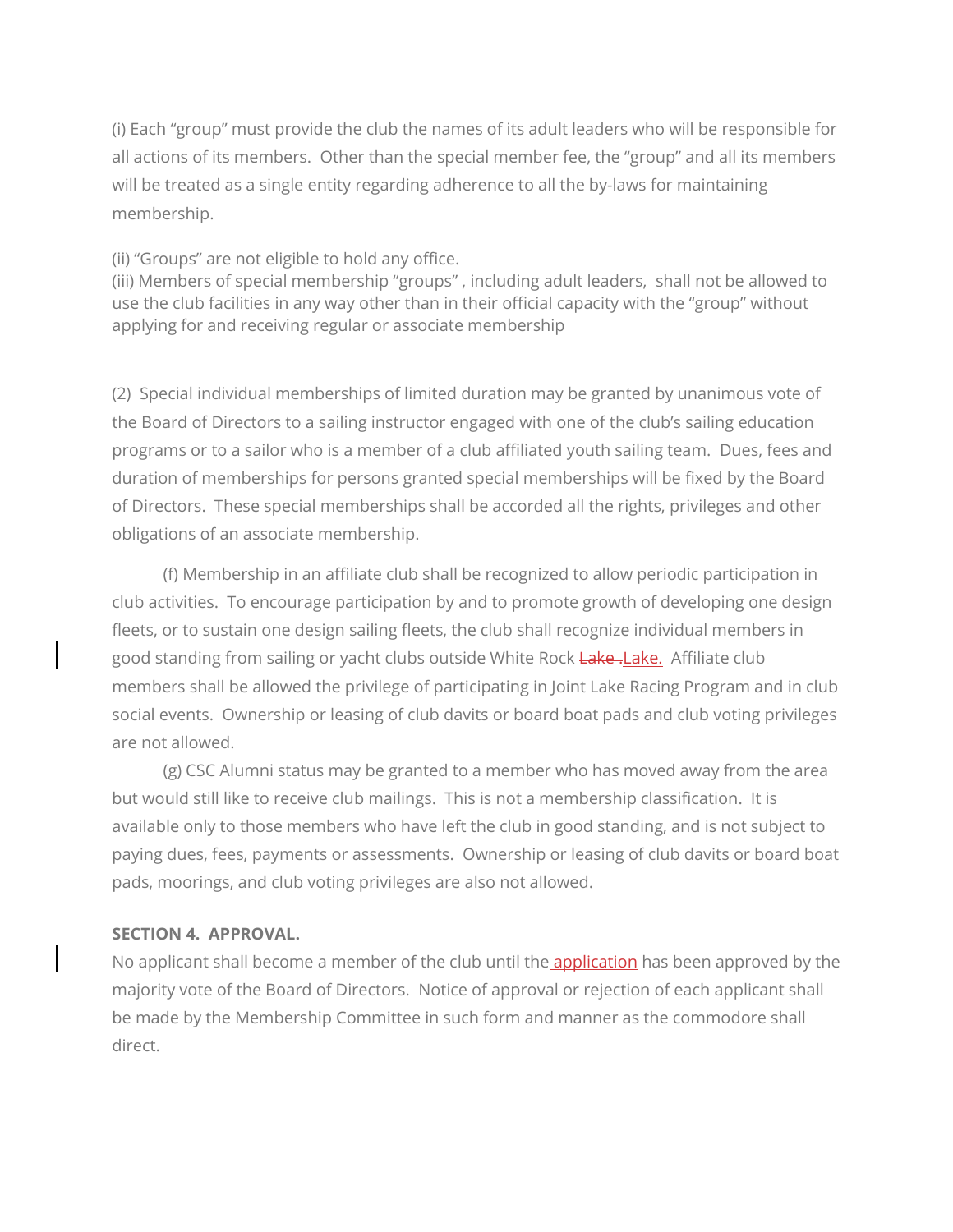(i) Each "group" must provide the club the names of its adult leaders who will be responsible for all actions of its members. Other than the special member fee, the "group" and all its members will be treated as a single entity regarding adherence to all the by-laws for maintaining membership.

(ii) "Groups" are not eligible to hold any office.
(iii) Members of special membership "groups" , including adult leaders, shall not be allowed to use the club facilities in any way other than in their official capacity with the "group" without applying for and receiving regular or associate membership

(2) Special individual memberships of limited duration may be granted by unanimous vote of the Board of Directors to a sailing instructor engaged with one of the club's sailing education programs or to a sailor who is a member of a club affiliated youth sailing team. Dues, fees and duration of memberships for persons granted special memberships will be fixed by the Board of Directors. These special memberships shall be accorded all the rights, privileges and other obligations of an associate membership.

(f) Membership in an affiliate club shall be recognized to allow periodic participation in club activities. To encourage participation by and to promote growth of developing one design fleets, or to sustain one design sailing fleets, the club shall recognize individual members in good standing from sailing or yacht clubs outside White Rock ~~Lake .~~Lake. Affiliate club members shall be allowed the privilege of participating in Joint Lake Racing Program and in club social events. Ownership or leasing of club davits or board boat pads and club voting privileges are not allowed.

(g) CSC Alumni status may be granted to a member who has moved away from the area but would still like to receive club mailings. This is not a membership classification. It is available only to those members who have left the club in good standing, and is not subject to paying dues, fees, payments or assessments. Ownership or leasing of club davits or board boat pads, moorings, and club voting privileges are also not allowed.

**SECTION 4. APPROVAL.**

No applicant shall become a member of the club until the application has been approved by the majority vote of the Board of Directors. Notice of approval or rejection of each applicant shall be made by the Membership Committee in such form and manner as the commodore shall direct.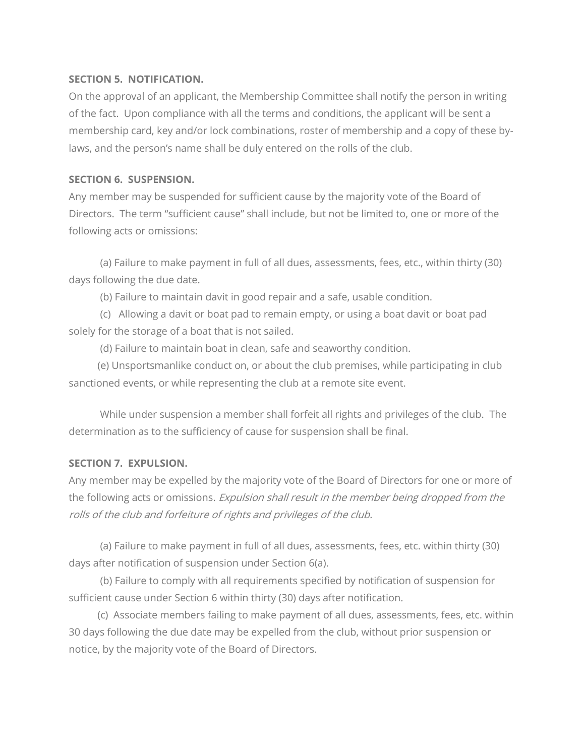**SECTION 5. NOTIFICATION.**

On the approval of an applicant, the Membership Committee shall notify the person in writing of the fact. Upon compliance with all the terms and conditions, the applicant will be sent a membership card, key and/or lock combinations, roster of membership and a copy of these by-laws, and the person's name shall be duly entered on the rolls of the club.

**SECTION 6. SUSPENSION.**

Any member may be suspended for sufficient cause by the majority vote of the Board of Directors. The term "sufficient cause" shall include, but not be limited to, one or more of the following acts or omissions:

(a) Failure to make payment in full of all dues, assessments, fees, etc., within thirty (30) days following the due date.

(b) Failure to maintain davit in good repair and a safe, usable condition.

(c) Allowing a davit or boat pad to remain empty, or using a boat davit or boat pad solely for the storage of a boat that is not sailed.

(d) Failure to maintain boat in clean, safe and seaworthy condition.

(e) Unsportsmanlike conduct on, or about the club premises, while participating in club sanctioned events, or while representing the club at a remote site event.

While under suspension a member shall forfeit all rights and privileges of the club. The determination as to the sufficiency of cause for suspension shall be final.

**SECTION 7. EXPULSION.**

Any member may be expelled by the majority vote of the Board of Directors for one or more of the following acts or omissions. *Expulsion shall result in the member being dropped from the rolls of the club and forfeiture of rights and privileges of the club.*

(a) Failure to make payment in full of all dues, assessments, fees, etc. within thirty (30) days after notification of suspension under Section 6(a).

(b) Failure to comply with all requirements specified by notification of suspension for sufficient cause under Section 6 within thirty (30) days after notification.

(c) Associate members failing to make payment of all dues, assessments, fees, etc. within 30 days following the due date may be expelled from the club, without prior suspension or notice, by the majority vote of the Board of Directors.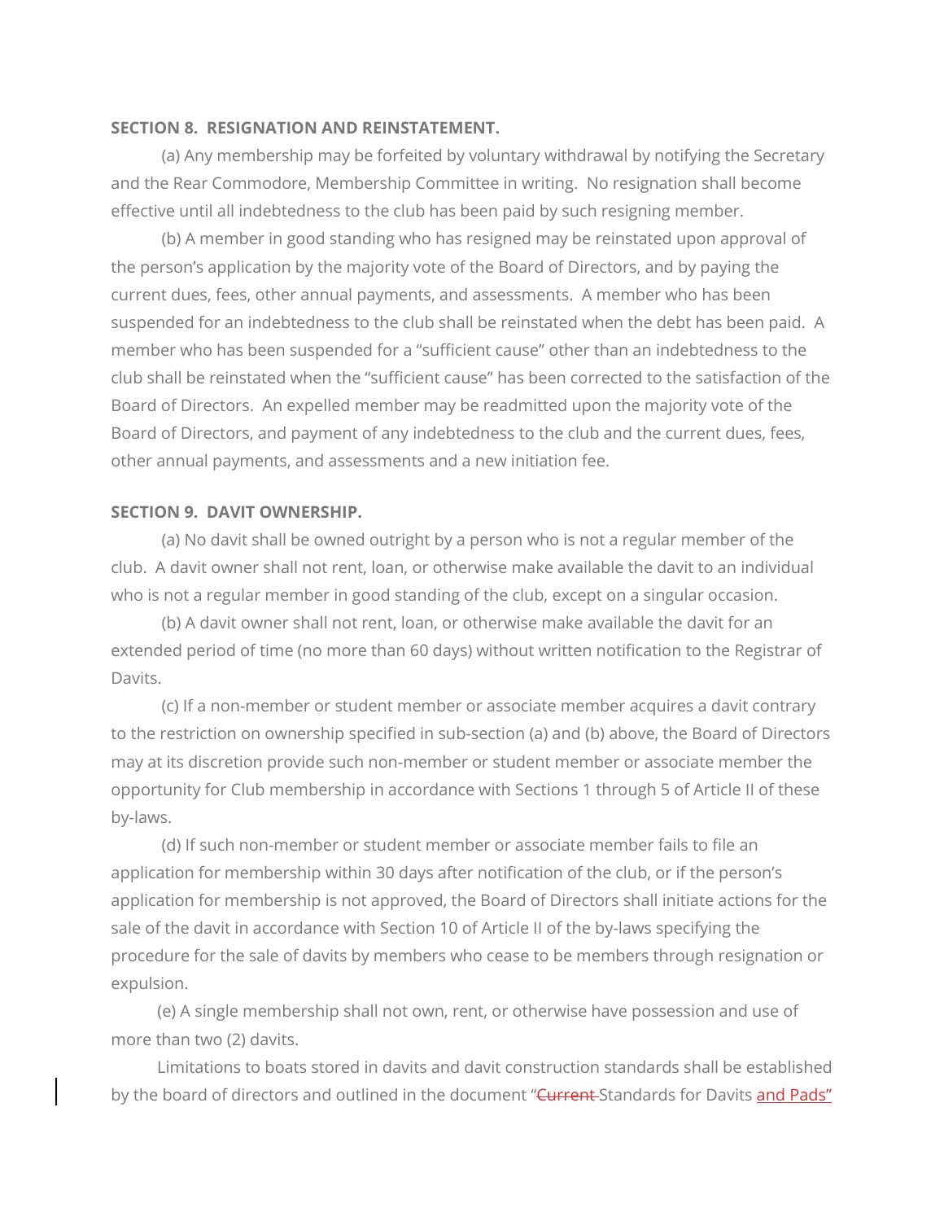**SECTION 8. RESIGNATION AND REINSTATEMENT.**

(a) Any membership may be forfeited by voluntary withdrawal by notifying the Secretary and the Rear Commodore, Membership Committee in writing. No resignation shall become effective until all indebtedness to the club has been paid by such resigning member.

(b) A member in good standing who has resigned may be reinstated upon approval of the person's application by the majority vote of the Board of Directors, and by paying the current dues, fees, other annual payments, and assessments. A member who has been suspended for an indebtedness to the club shall be reinstated when the debt has been paid. A member who has been suspended for a "sufficient cause" other than an indebtedness to the club shall be reinstated when the "sufficient cause" has been corrected to the satisfaction of the Board of Directors. An expelled member may be readmitted upon the majority vote of the Board of Directors, and payment of any indebtedness to the club and the current dues, fees, other annual payments, and assessments and a new initiation fee.

**SECTION 9. DAVIT OWNERSHIP.**

(a) No davit shall be owned outright by a person who is not a regular member of the club. A davit owner shall not rent, loan, or otherwise make available the davit to an individual who is not a regular member in good standing of the club, except on a singular occasion.

(b) A davit owner shall not rent, loan, or otherwise make available the davit for an extended period of time (no more than 60 days) without written notification to the Registrar of Davits.

(c) If a non-member or student member or associate member acquires a davit contrary to the restriction on ownership specified in sub-section (a) and (b) above, the Board of Directors may at its discretion provide such non-member or student member or associate member the opportunity for Club membership in accordance with Sections 1 through 5 of Article II of these by-laws.

(d) If such non-member or student member or associate member fails to file an application for membership within 30 days after notification of the club, or if the person's application for membership is not approved, the Board of Directors shall initiate actions for the sale of the davit in accordance with Section 10 of Article II of the by-laws specifying the procedure for the sale of davits by members who cease to be members through resignation or expulsion.

(e) A single membership shall not own, rent, or otherwise have possession and use of more than two (2) davits.

Limitations to boats stored in davits and davit construction standards shall be established by the board of directors and outlined in the document "~~Current~~ Standards for Davits and Pads"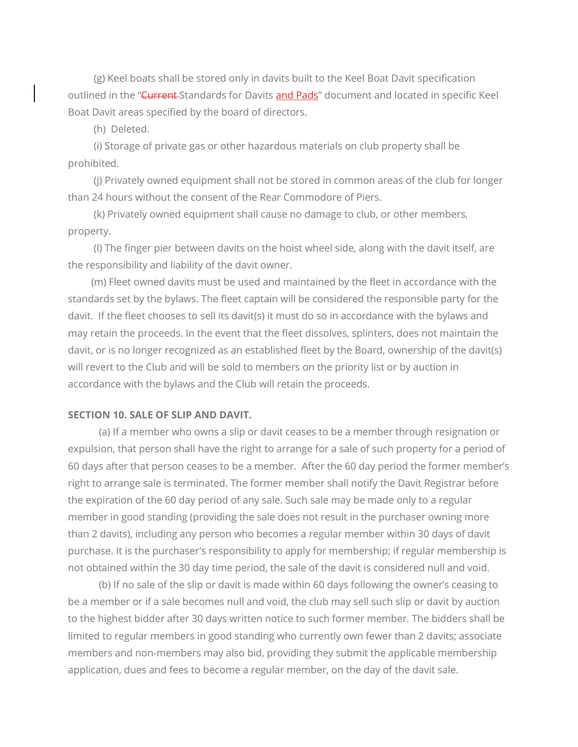(g) Keel boats shall be stored only in davits built to the Keel Boat Davit specification outlined in the "~~Current~~ Standards for Davits and Pads" document and located in specific Keel Boat Davit areas specified by the board of directors.

(h) Deleted.

(i) Storage of private gas or other hazardous materials on club property shall be prohibited.

(j) Privately owned equipment shall not be stored in common areas of the club for longer than 24 hours without the consent of the Rear Commodore of Piers.

(k) Privately owned equipment shall cause no damage to club, or other members, property.

(l) The finger pier between davits on the hoist wheel side, along with the davit itself, are the responsibility and liability of the davit owner.

(m) Fleet owned davits must be used and maintained by the fleet in accordance with the standards set by the bylaws. The fleet captain will be considered the responsible party for the davit. If the fleet chooses to sell its davit(s) it must do so in accordance with the bylaws and may retain the proceeds. In the event that the fleet dissolves, splinters, does not maintain the davit, or is no longer recognized as an established fleet by the Board, ownership of the davit(s) will revert to the Club and will be sold to members on the priority list or by auction in accordance with the bylaws and the Club will retain the proceeds.

**SECTION 10. SALE OF SLIP AND DAVIT.**

(a) If a member who owns a slip or davit ceases to be a member through resignation or expulsion, that person shall have the right to arrange for a sale of such property for a period of 60 days after that person ceases to be a member. After the 60 day period the former member's right to arrange sale is terminated. The former member shall notify the Davit Registrar before the expiration of the 60 day period of any sale. Such sale may be made only to a regular member in good standing (providing the sale does not result in the purchaser owning more than 2 davits), including any person who becomes a regular member within 30 days of davit purchase. It is the purchaser's responsibility to apply for membership; if regular membership is not obtained within the 30 day time period, the sale of the davit is considered null and void.

(b) If no sale of the slip or davit is made within 60 days following the owner's ceasing to be a member or if a sale becomes null and void, the club may sell such slip or davit by auction to the highest bidder after 30 days written notice to such former member. The bidders shall be limited to regular members in good standing who currently own fewer than 2 davits; associate members and non-members may also bid, providing they submit the applicable membership application, dues and fees to become a regular member, on the day of the davit sale.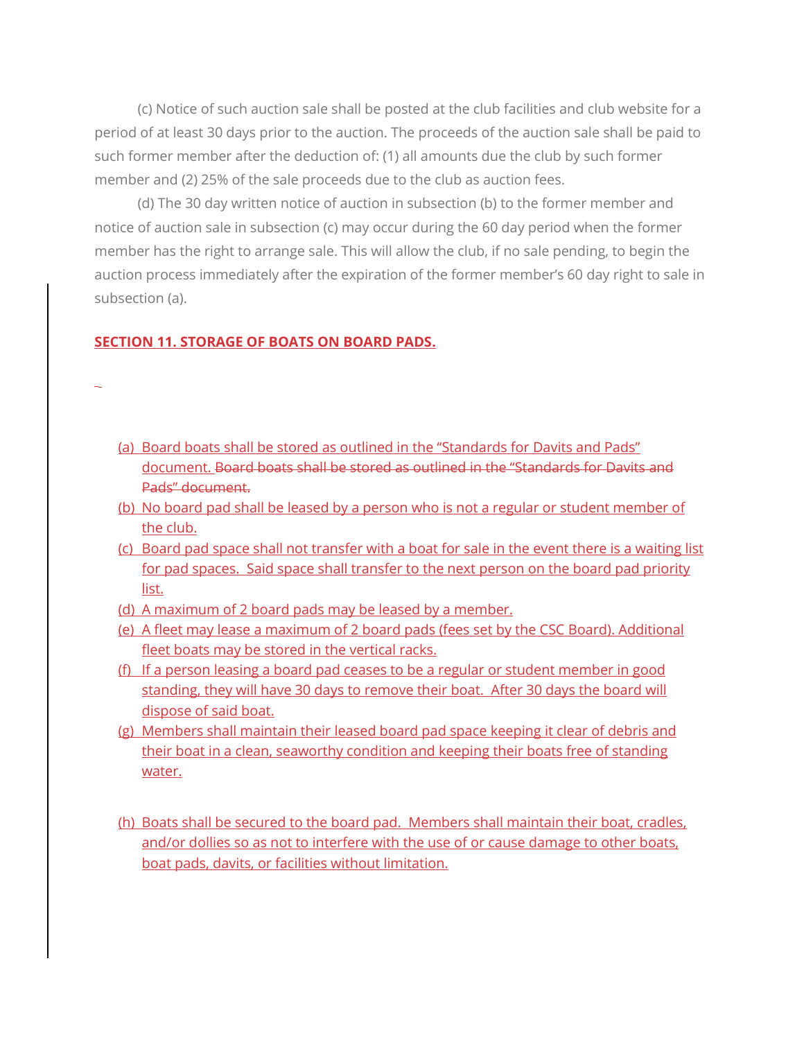(c) Notice of such auction sale shall be posted at the club facilities and club website for a period of at least 30 days prior to the auction. The proceeds of the auction sale shall be paid to such former member after the deduction of: (1) all amounts due the club by such former member and (2) 25% of the sale proceeds due to the club as auction fees.

(d) The 30 day written notice of auction in subsection (b) to the former member and notice of auction sale in subsection (c) may occur during the 60 day period when the former member has the right to arrange sale. This will allow the club, if no sale pending, to begin the auction process immediately after the expiration of the former member's 60 day right to sale in subsection (a).

**SECTION 11. STORAGE OF BOATS ON BOARD PADS.**

(a) Board boats shall be stored as outlined in the "Standards for Davits and Pads" document. ~~Board boats shall be stored as outlined in the "Standards for Davits and Pads" document.~~
(b) No board pad shall be leased by a person who is not a regular or student member of the club.
(c) Board pad space shall not transfer with a boat for sale in the event there is a waiting list for pad spaces. Said space shall transfer to the next person on the board pad priority list.
(d) A maximum of 2 board pads may be leased by a member.
(e) A fleet may lease a maximum of 2 board pads (fees set by the CSC Board). Additional fleet boats may be stored in the vertical racks.
(f) If a person leasing a board pad ceases to be a regular or student member in good standing, they will have 30 days to remove their boat. After 30 days the board will dispose of said boat.
(g) Members shall maintain their leased board pad space keeping it clear of debris and their boat in a clean, seaworthy condition and keeping their boats free of standing water.
(h) Boats shall be secured to the board pad. Members shall maintain their boat, cradles, and/or dollies so as not to interfere with the use of or cause damage to other boats, boat pads, davits, or facilities without limitation.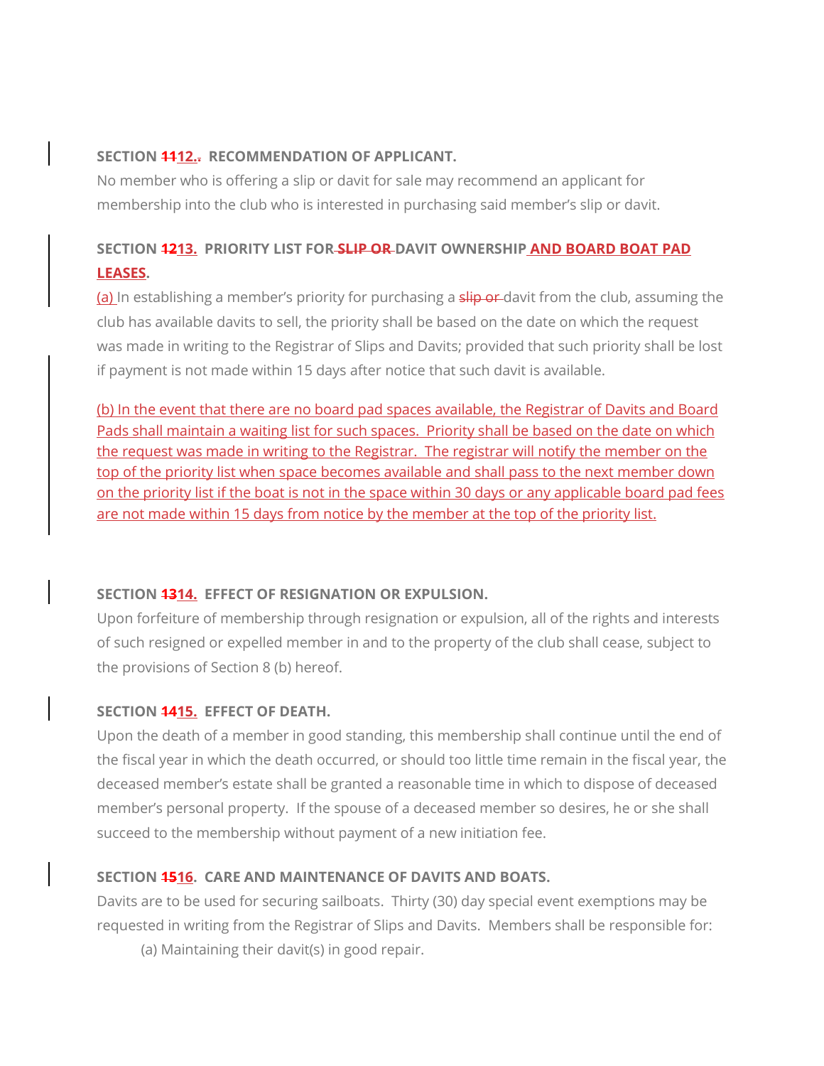**SECTION ~~11~~12.~~.~~ RECOMMENDATION OF APPLICANT.**

No member who is offering a slip or davit for sale may recommend an applicant for membership into the club who is interested in purchasing said member's slip or davit.

**SECTION ~~12~~13. PRIORITY LIST FOR ~~SLIP OR~~ DAVIT OWNERSHIP AND BOARD BOAT PAD LEASES.**

(a) In establishing a member's priority for purchasing a ~~slip or~~ davit from the club, assuming the club has available davits to sell, the priority shall be based on the date on which the request was made in writing to the Registrar of Slips and Davits; provided that such priority shall be lost if payment is not made within 15 days after notice that such davit is available.

(b) In the event that there are no board pad spaces available, the Registrar of Davits and Board Pads shall maintain a waiting list for such spaces. Priority shall be based on the date on which the request was made in writing to the Registrar. The registrar will notify the member on the top of the priority list when space becomes available and shall pass to the next member down on the priority list if the boat is not in the space within 30 days or any applicable board pad fees are not made within 15 days from notice by the member at the top of the priority list.

**SECTION ~~13~~14. EFFECT OF RESIGNATION OR EXPULSION.**

Upon forfeiture of membership through resignation or expulsion, all of the rights and interests of such resigned or expelled member in and to the property of the club shall cease, subject to the provisions of Section 8 (b) hereof.

**SECTION ~~14~~15. EFFECT OF DEATH.**

Upon the death of a member in good standing, this membership shall continue until the end of the fiscal year in which the death occurred, or should too little time remain in the fiscal year, the deceased member's estate shall be granted a reasonable time in which to dispose of deceased member's personal property. If the spouse of a deceased member so desires, he or she shall succeed to the membership without payment of a new initiation fee.

**SECTION ~~15~~16. CARE AND MAINTENANCE OF DAVITS AND BOATS.**

Davits are to be used for securing sailboats. Thirty (30) day special event exemptions may be requested in writing from the Registrar of Slips and Davits. Members shall be responsible for:

(a) Maintaining their davit(s) in good repair.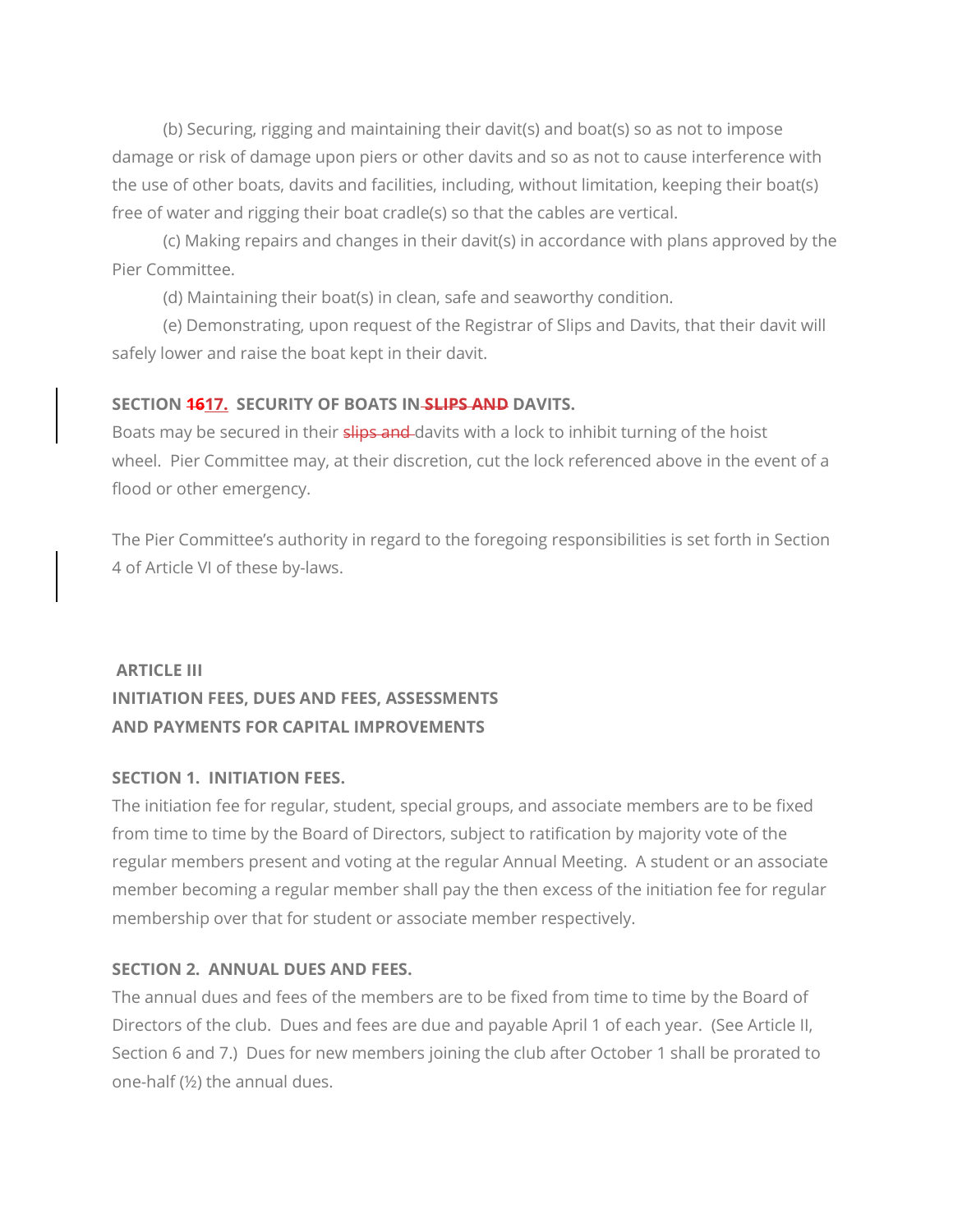(b) Securing, rigging and maintaining their davit(s) and boat(s) so as not to impose damage or risk of damage upon piers or other davits and so as not to cause interference with the use of other boats, davits and facilities, including, without limitation, keeping their boat(s) free of water and rigging their boat cradle(s) so that the cables are vertical.

(c) Making repairs and changes in their davit(s) in accordance with plans approved by the Pier Committee.

(d) Maintaining their boat(s) in clean, safe and seaworthy condition.

(e) Demonstrating, upon request of the Registrar of Slips and Davits, that their davit will safely lower and raise the boat kept in their davit.

**SECTION ~~16~~17. SECURITY OF BOATS IN ~~SLIPS AND~~ DAVITS.**

Boats may be secured in their ~~slips and~~ davits with a lock to inhibit turning of the hoist wheel. Pier Committee may, at their discretion, cut the lock referenced above in the event of a flood or other emergency.

The Pier Committee's authority in regard to the foregoing responsibilities is set forth in Section 4 of Article VI of these by-laws.

## ARTICLE III
## INITIATION FEES, DUES AND FEES, ASSESSMENTS AND PAYMENTS FOR CAPITAL IMPROVEMENTS

**SECTION 1. INITIATION FEES.**

The initiation fee for regular, student, special groups, and associate members are to be fixed from time to time by the Board of Directors, subject to ratification by majority vote of the regular members present and voting at the regular Annual Meeting. A student or an associate member becoming a regular member shall pay the then excess of the initiation fee for regular membership over that for student or associate member respectively.

**SECTION 2. ANNUAL DUES AND FEES.**

The annual dues and fees of the members are to be fixed from time to time by the Board of Directors of the club. Dues and fees are due and payable April 1 of each year. (See Article II, Section 6 and 7.) Dues for new members joining the club after October 1 shall be prorated to one-half (½) the annual dues.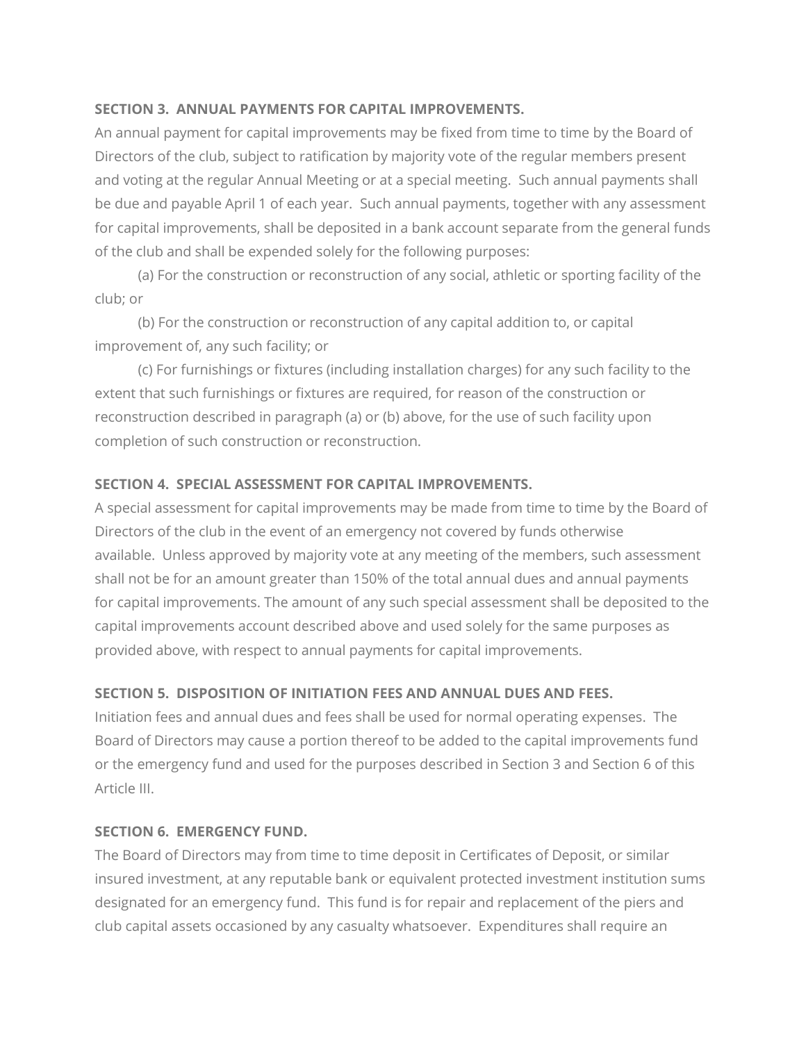**SECTION 3. ANNUAL PAYMENTS FOR CAPITAL IMPROVEMENTS.**

An annual payment for capital improvements may be fixed from time to time by the Board of Directors of the club, subject to ratification by majority vote of the regular members present and voting at the regular Annual Meeting or at a special meeting. Such annual payments shall be due and payable April 1 of each year. Such annual payments, together with any assessment for capital improvements, shall be deposited in a bank account separate from the general funds of the club and shall be expended solely for the following purposes:

(a) For the construction or reconstruction of any social, athletic or sporting facility of the club; or

(b) For the construction or reconstruction of any capital addition to, or capital improvement of, any such facility; or

(c) For furnishings or fixtures (including installation charges) for any such facility to the extent that such furnishings or fixtures are required, for reason of the construction or reconstruction described in paragraph (a) or (b) above, for the use of such facility upon completion of such construction or reconstruction.

**SECTION 4. SPECIAL ASSESSMENT FOR CAPITAL IMPROVEMENTS.**

A special assessment for capital improvements may be made from time to time by the Board of Directors of the club in the event of an emergency not covered by funds otherwise available. Unless approved by majority vote at any meeting of the members, such assessment shall not be for an amount greater than 150% of the total annual dues and annual payments for capital improvements. The amount of any such special assessment shall be deposited to the capital improvements account described above and used solely for the same purposes as provided above, with respect to annual payments for capital improvements.

**SECTION 5. DISPOSITION OF INITIATION FEES AND ANNUAL DUES AND FEES.**

Initiation fees and annual dues and fees shall be used for normal operating expenses. The Board of Directors may cause a portion thereof to be added to the capital improvements fund or the emergency fund and used for the purposes described in Section 3 and Section 6 of this Article III.

**SECTION 6. EMERGENCY FUND.**

The Board of Directors may from time to time deposit in Certificates of Deposit, or similar insured investment, at any reputable bank or equivalent protected investment institution sums designated for an emergency fund. This fund is for repair and replacement of the piers and club capital assets occasioned by any casualty whatsoever. Expenditures shall require an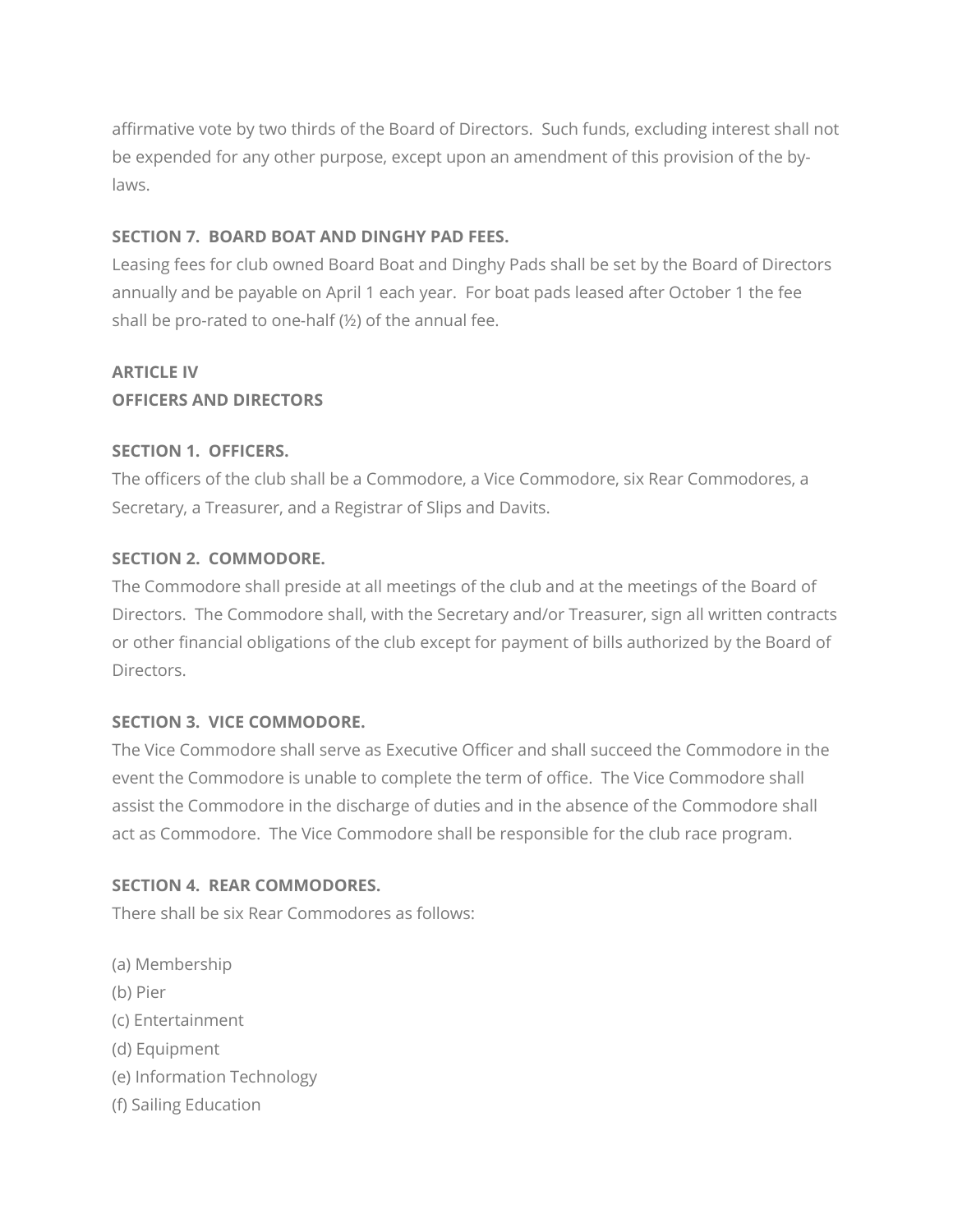affirmative vote by two thirds of the Board of Directors. Such funds, excluding interest shall not be expended for any other purpose, except upon an amendment of this provision of the by-laws.

**SECTION 7. BOARD BOAT AND DINGHY PAD FEES.**

Leasing fees for club owned Board Boat and Dinghy Pads shall be set by the Board of Directors annually and be payable on April 1 each year. For boat pads leased after October 1 the fee shall be pro-rated to one-half (½) of the annual fee.

## ARTICLE IV
## OFFICERS AND DIRECTORS

**SECTION 1. OFFICERS.**

The officers of the club shall be a Commodore, a Vice Commodore, six Rear Commodores, a Secretary, a Treasurer, and a Registrar of Slips and Davits.

**SECTION 2. COMMODORE.**

The Commodore shall preside at all meetings of the club and at the meetings of the Board of Directors. The Commodore shall, with the Secretary and/or Treasurer, sign all written contracts or other financial obligations of the club except for payment of bills authorized by the Board of Directors.

**SECTION 3. VICE COMMODORE.**

The Vice Commodore shall serve as Executive Officer and shall succeed the Commodore in the event the Commodore is unable to complete the term of office. The Vice Commodore shall assist the Commodore in the discharge of duties and in the absence of the Commodore shall act as Commodore. The Vice Commodore shall be responsible for the club race program.

**SECTION 4. REAR COMMODORES.**

There shall be six Rear Commodores as follows:

(a) Membership
(b) Pier
(c) Entertainment
(d) Equipment
(e) Information Technology
(f) Sailing Education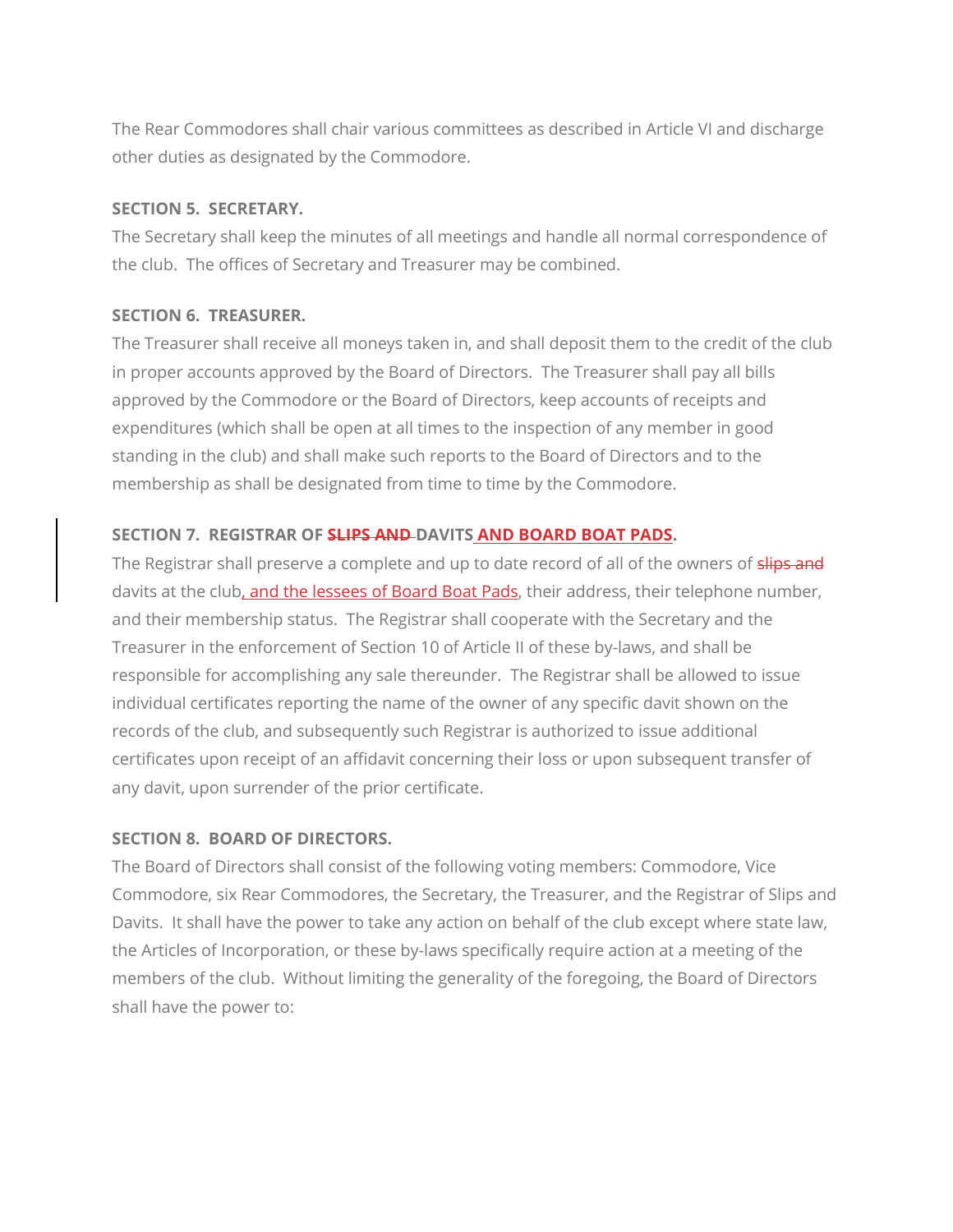The Rear Commodores shall chair various committees as described in Article VI and discharge other duties as designated by the Commodore.

**SECTION 5. SECRETARY.**

The Secretary shall keep the minutes of all meetings and handle all normal correspondence of the club. The offices of Secretary and Treasurer may be combined.

**SECTION 6. TREASURER.**

The Treasurer shall receive all moneys taken in, and shall deposit them to the credit of the club in proper accounts approved by the Board of Directors. The Treasurer shall pay all bills approved by the Commodore or the Board of Directors, keep accounts of receipts and expenditures (which shall be open at all times to the inspection of any member in good standing in the club) and shall make such reports to the Board of Directors and to the membership as shall be designated from time to time by the Commodore.

**SECTION 7. REGISTRAR OF ~~SLIPS AND~~ DAVITS AND BOARD BOAT PADS.**

The Registrar shall preserve a complete and up to date record of all of the owners of ~~slips and~~ davits at the club, and the lessees of Board Boat Pads, their address, their telephone number, and their membership status. The Registrar shall cooperate with the Secretary and the Treasurer in the enforcement of Section 10 of Article II of these by-laws, and shall be responsible for accomplishing any sale thereunder. The Registrar shall be allowed to issue individual certificates reporting the name of the owner of any specific davit shown on the records of the club, and subsequently such Registrar is authorized to issue additional certificates upon receipt of an affidavit concerning their loss or upon subsequent transfer of any davit, upon surrender of the prior certificate.

**SECTION 8. BOARD OF DIRECTORS.**

The Board of Directors shall consist of the following voting members: Commodore, Vice Commodore, six Rear Commodores, the Secretary, the Treasurer, and the Registrar of Slips and Davits. It shall have the power to take any action on behalf of the club except where state law, the Articles of Incorporation, or these by-laws specifically require action at a meeting of the members of the club. Without limiting the generality of the foregoing, the Board of Directors shall have the power to: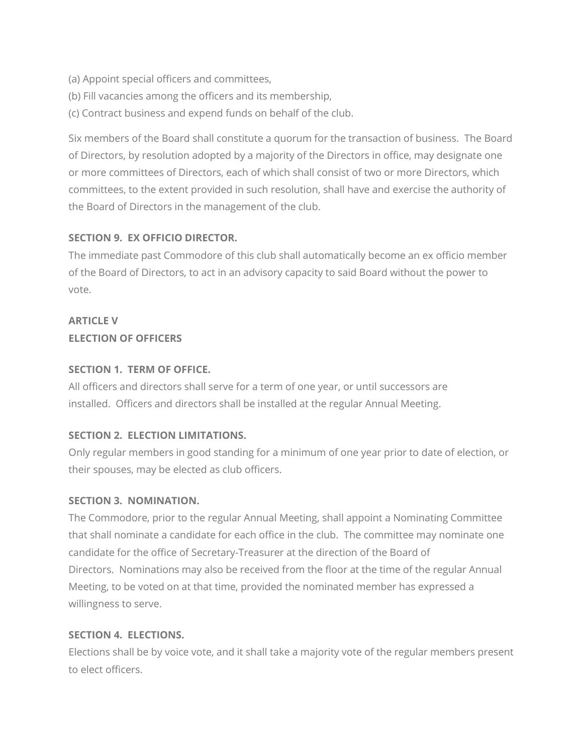(a) Appoint special officers and committees,
(b) Fill vacancies among the officers and its membership,
(c) Contract business and expend funds on behalf of the club.

Six members of the Board shall constitute a quorum for the transaction of business. The Board of Directors, by resolution adopted by a majority of the Directors in office, may designate one or more committees of Directors, each of which shall consist of two or more Directors, which committees, to the extent provided in such resolution, shall have and exercise the authority of the Board of Directors in the management of the club.

**SECTION 9. EX OFFICIO DIRECTOR.**
The immediate past Commodore of this club shall automatically become an ex officio member of the Board of Directors, to act in an advisory capacity to said Board without the power to vote.

**ARTICLE V**
**ELECTION OF OFFICERS**

**SECTION 1. TERM OF OFFICE.**
All officers and directors shall serve for a term of one year, or until successors are installed. Officers and directors shall be installed at the regular Annual Meeting.

**SECTION 2. ELECTION LIMITATIONS.**
Only regular members in good standing for a minimum of one year prior to date of election, or their spouses, may be elected as club officers.

**SECTION 3. NOMINATION.**
The Commodore, prior to the regular Annual Meeting, shall appoint a Nominating Committee that shall nominate a candidate for each office in the club. The committee may nominate one candidate for the office of Secretary-Treasurer at the direction of the Board of Directors. Nominations may also be received from the floor at the time of the regular Annual Meeting, to be voted on at that time, provided the nominated member has expressed a willingness to serve.

**SECTION 4. ELECTIONS.**
Elections shall be by voice vote, and it shall take a majority vote of the regular members present to elect officers.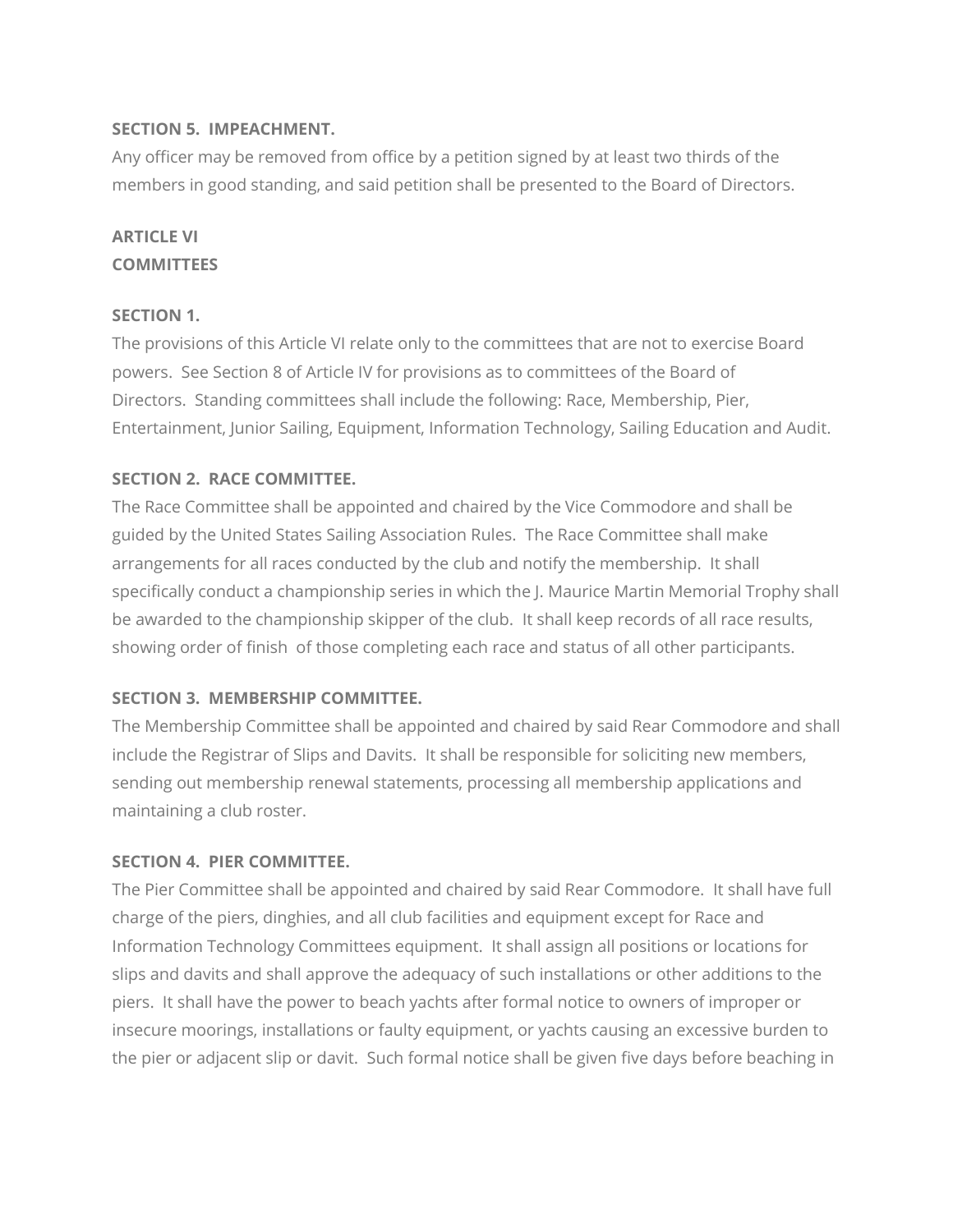**SECTION 5. IMPEACHMENT.**

Any officer may be removed from office by a petition signed by at least two thirds of the members in good standing, and said petition shall be presented to the Board of Directors.

## ARTICLE VI
## COMMITTEES

**SECTION 1.**

The provisions of this Article VI relate only to the committees that are not to exercise Board powers. See Section 8 of Article IV for provisions as to committees of the Board of Directors. Standing committees shall include the following: Race, Membership, Pier, Entertainment, Junior Sailing, Equipment, Information Technology, Sailing Education and Audit.

**SECTION 2. RACE COMMITTEE.**

The Race Committee shall be appointed and chaired by the Vice Commodore and shall be guided by the United States Sailing Association Rules. The Race Committee shall make arrangements for all races conducted by the club and notify the membership. It shall specifically conduct a championship series in which the J. Maurice Martin Memorial Trophy shall be awarded to the championship skipper of the club. It shall keep records of all race results, showing order of finish of those completing each race and status of all other participants.

**SECTION 3. MEMBERSHIP COMMITTEE.**

The Membership Committee shall be appointed and chaired by said Rear Commodore and shall include the Registrar of Slips and Davits. It shall be responsible for soliciting new members, sending out membership renewal statements, processing all membership applications and maintaining a club roster.

**SECTION 4. PIER COMMITTEE.**

The Pier Committee shall be appointed and chaired by said Rear Commodore. It shall have full charge of the piers, dinghies, and all club facilities and equipment except for Race and Information Technology Committees equipment. It shall assign all positions or locations for slips and davits and shall approve the adequacy of such installations or other additions to the piers. It shall have the power to beach yachts after formal notice to owners of improper or insecure moorings, installations or faulty equipment, or yachts causing an excessive burden to the pier or adjacent slip or davit. Such formal notice shall be given five days before beaching in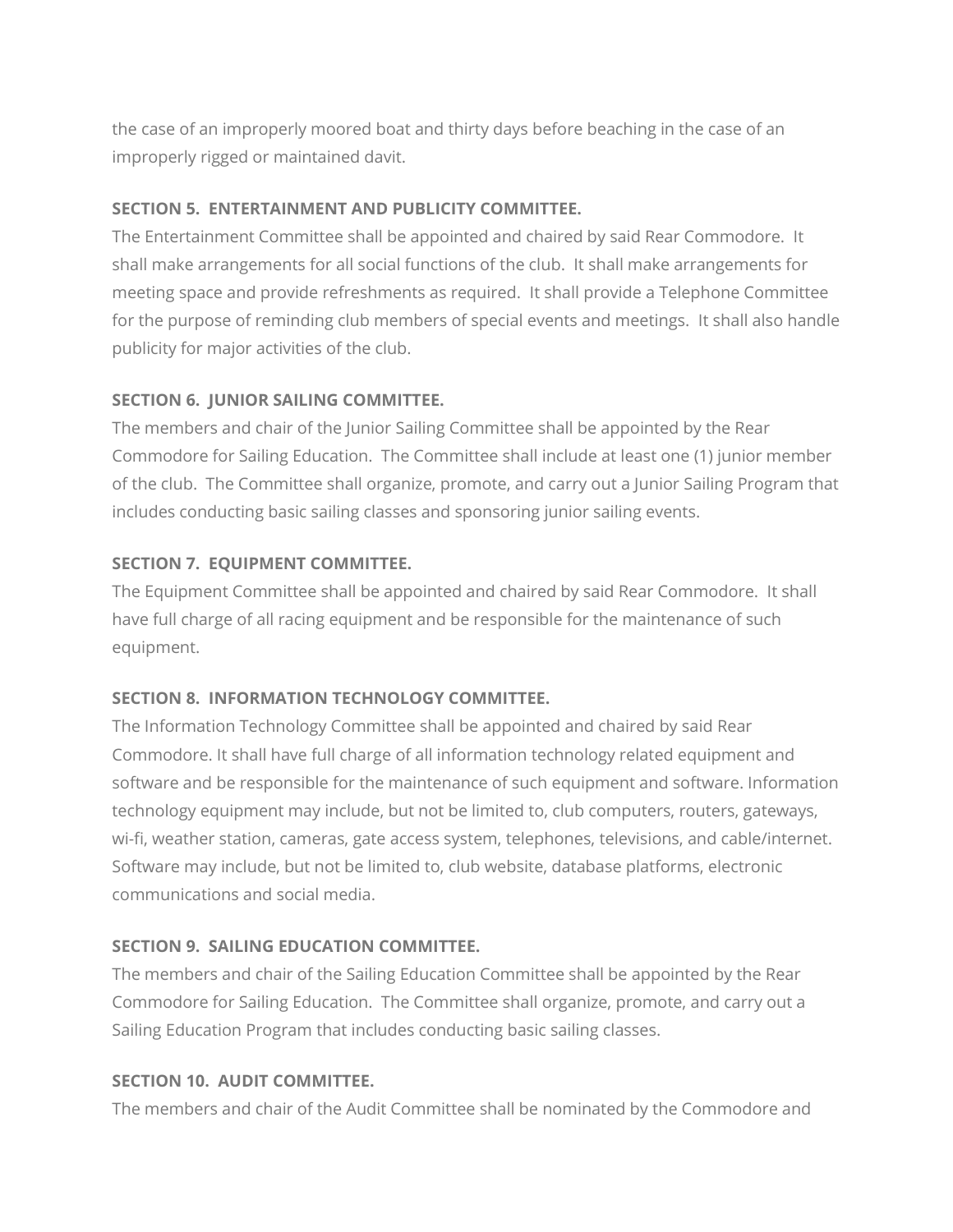the case of an improperly moored boat and thirty days before beaching in the case of an improperly rigged or maintained davit.

**SECTION 5. ENTERTAINMENT AND PUBLICITY COMMITTEE.**

The Entertainment Committee shall be appointed and chaired by said Rear Commodore. It shall make arrangements for all social functions of the club. It shall make arrangements for meeting space and provide refreshments as required. It shall provide a Telephone Committee for the purpose of reminding club members of special events and meetings. It shall also handle publicity for major activities of the club.

**SECTION 6. JUNIOR SAILING COMMITTEE.**

The members and chair of the Junior Sailing Committee shall be appointed by the Rear Commodore for Sailing Education. The Committee shall include at least one (1) junior member of the club. The Committee shall organize, promote, and carry out a Junior Sailing Program that includes conducting basic sailing classes and sponsoring junior sailing events.

**SECTION 7. EQUIPMENT COMMITTEE.**

The Equipment Committee shall be appointed and chaired by said Rear Commodore. It shall have full charge of all racing equipment and be responsible for the maintenance of such equipment.

**SECTION 8. INFORMATION TECHNOLOGY COMMITTEE.**

The Information Technology Committee shall be appointed and chaired by said Rear Commodore. It shall have full charge of all information technology related equipment and software and be responsible for the maintenance of such equipment and software. Information technology equipment may include, but not be limited to, club computers, routers, gateways, wi-fi, weather station, cameras, gate access system, telephones, televisions, and cable/internet. Software may include, but not be limited to, club website, database platforms, electronic communications and social media.

**SECTION 9. SAILING EDUCATION COMMITTEE.**

The members and chair of the Sailing Education Committee shall be appointed by the Rear Commodore for Sailing Education. The Committee shall organize, promote, and carry out a Sailing Education Program that includes conducting basic sailing classes.

**SECTION 10. AUDIT COMMITTEE.**

The members and chair of the Audit Committee shall be nominated by the Commodore and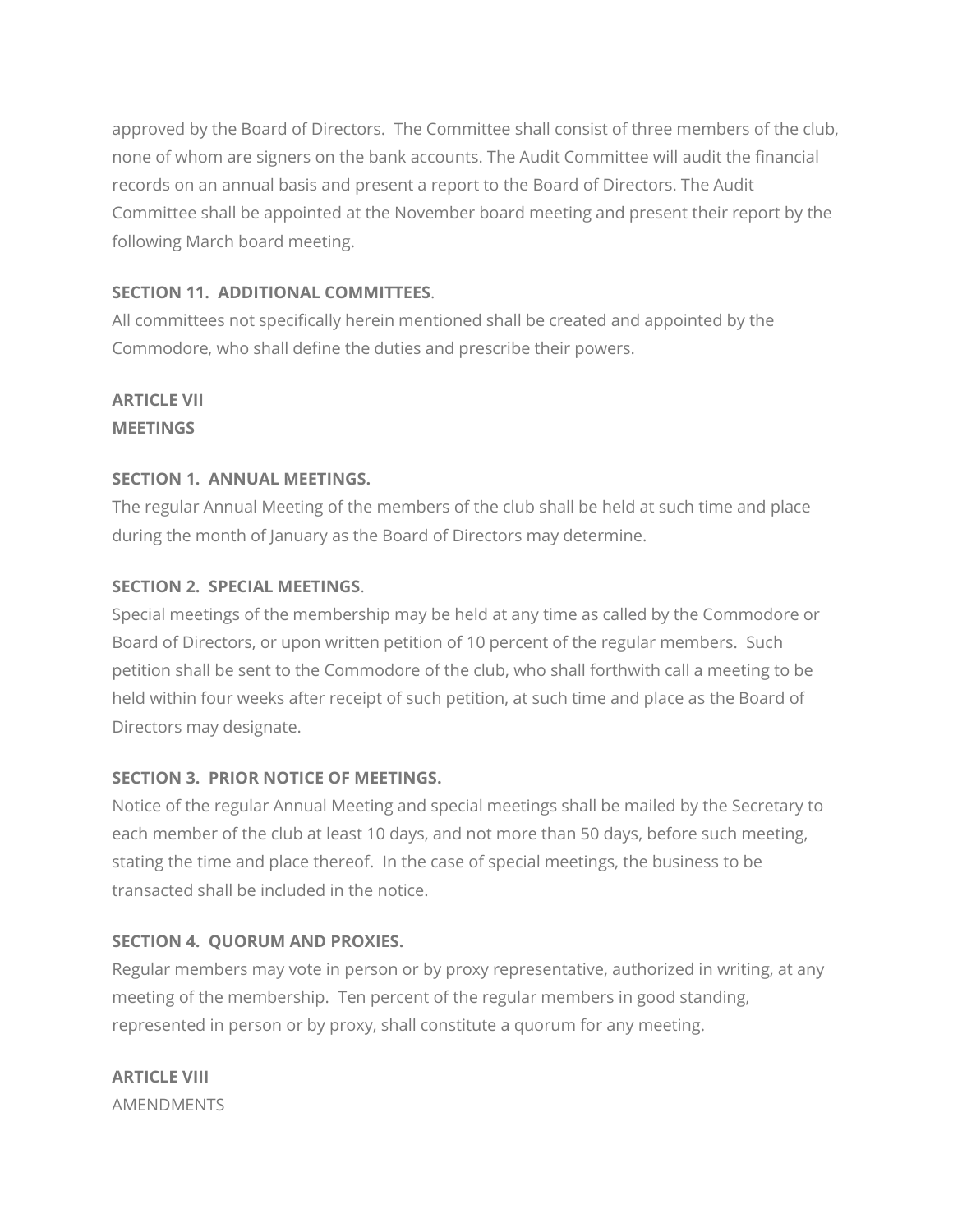approved by the Board of Directors.  The Committee shall consist of three members of the club, none of whom are signers on the bank accounts. The Audit Committee will audit the financial records on an annual basis and present a report to the Board of Directors. The Audit Committee shall be appointed at the November board meeting and present their report by the following March board meeting.

**SECTION 11.  ADDITIONAL COMMITTEES**.

All committees not specifically herein mentioned shall be created and appointed by the Commodore, who shall define the duties and prescribe their powers.

**ARTICLE VII**
**MEETINGS**

**SECTION 1.  ANNUAL MEETINGS.**

The regular Annual Meeting of the members of the club shall be held at such time and place during the month of January as the Board of Directors may determine.

**SECTION 2.  SPECIAL MEETINGS**.

Special meetings of the membership may be held at any time as called by the Commodore or Board of Directors, or upon written petition of 10 percent of the regular members.  Such petition shall be sent to the Commodore of the club, who shall forthwith call a meeting to be held within four weeks after receipt of such petition, at such time and place as the Board of Directors may designate.

**SECTION 3.  PRIOR NOTICE OF MEETINGS.**

Notice of the regular Annual Meeting and special meetings shall be mailed by the Secretary to each member of the club at least 10 days, and not more than 50 days, before such meeting, stating the time and place thereof.  In the case of special meetings, the business to be transacted shall be included in the notice.

**SECTION 4.  QUORUM AND PROXIES.**

Regular members may vote in person or by proxy representative, authorized in writing, at any meeting of the membership.  Ten percent of the regular members in good standing, represented in person or by proxy, shall constitute a quorum for any meeting.

**ARTICLE VIII**
AMENDMENTS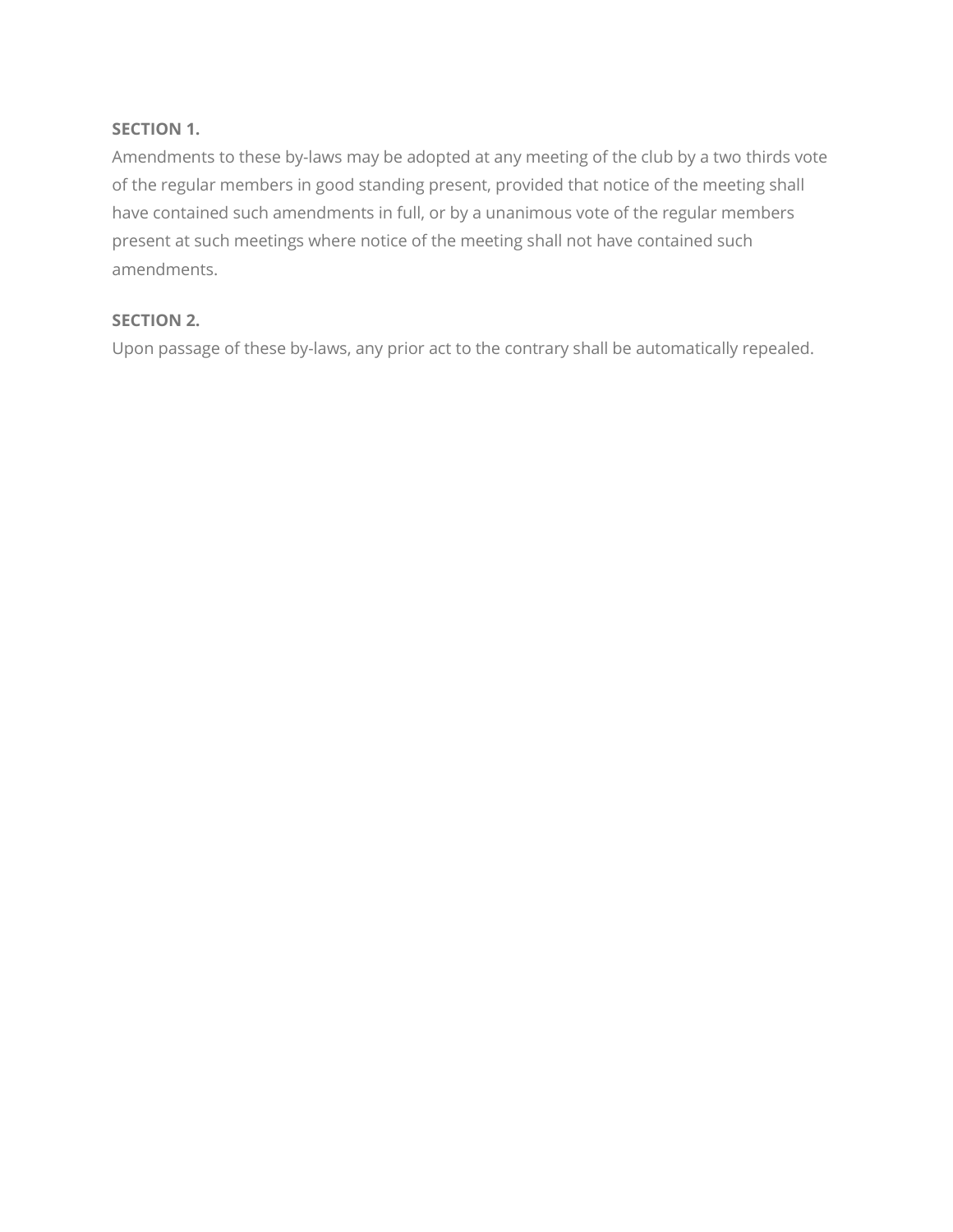**SECTION 1.**

Amendments to these by-laws may be adopted at any meeting of the club by a two thirds vote of the regular members in good standing present, provided that notice of the meeting shall have contained such amendments in full, or by a unanimous vote of the regular members present at such meetings where notice of the meeting shall not have contained such amendments.

**SECTION 2.**

Upon passage of these by-laws, any prior act to the contrary shall be automatically repealed.